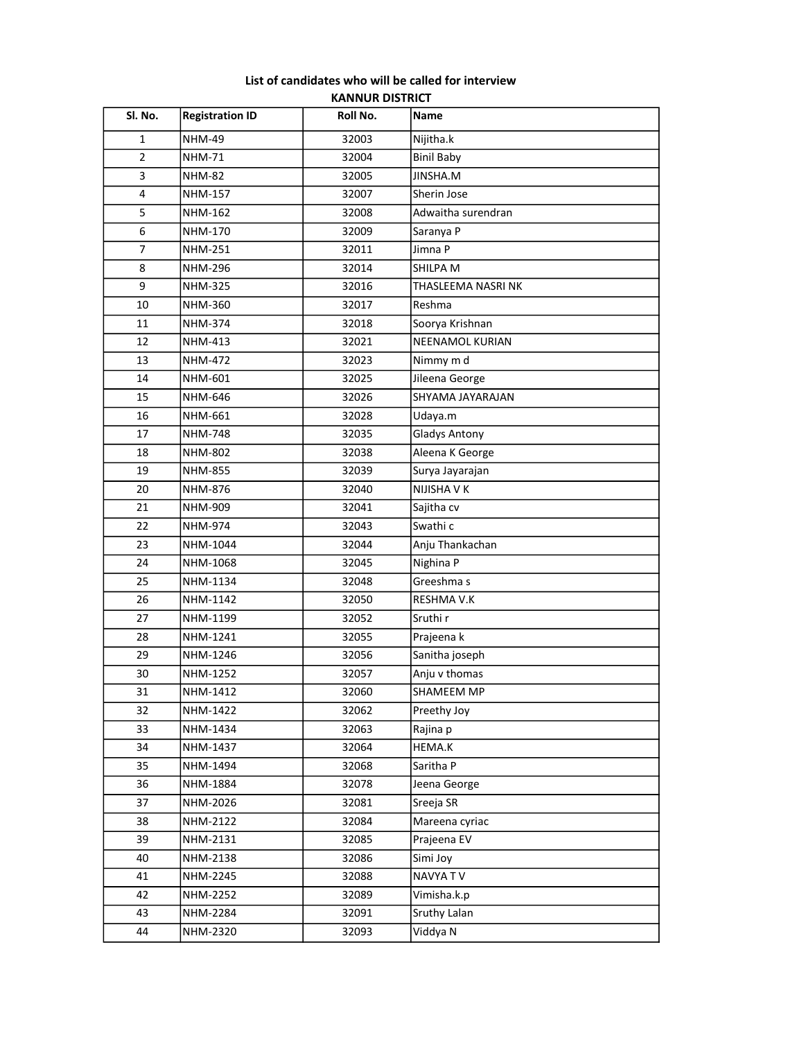**List of candidates who will be called for interview**

**KANNUR DISTRICT**

| Sl. No. | Registration ID | Roll No. | Name |
|---|---|---|---|
| 1 | NHM-49 | 32003 | Nijitha.k |
| 2 | NHM-71 | 32004 | Binil Baby |
| 3 | NHM-82 | 32005 | JINSHA.M |
| 4 | NHM-157 | 32007 | Sherin Jose |
| 5 | NHM-162 | 32008 | Adwaitha surendran |
| 6 | NHM-170 | 32009 | Saranya P |
| 7 | NHM-251 | 32011 | Jimna P |
| 8 | NHM-296 | 32014 | SHILPA M |
| 9 | NHM-325 | 32016 | THASLEEMA NASRI NK |
| 10 | NHM-360 | 32017 | Reshma |
| 11 | NHM-374 | 32018 | Soorya Krishnan |
| 12 | NHM-413 | 32021 | NEENAMOL KURIAN |
| 13 | NHM-472 | 32023 | Nimmy m d |
| 14 | NHM-601 | 32025 | Jileena George |
| 15 | NHM-646 | 32026 | SHYAMA JAYARAJAN |
| 16 | NHM-661 | 32028 | Udaya.m |
| 17 | NHM-748 | 32035 | Gladys Antony |
| 18 | NHM-802 | 32038 | Aleena K George |
| 19 | NHM-855 | 32039 | Surya Jayarajan |
| 20 | NHM-876 | 32040 | NIJISHA V K |
| 21 | NHM-909 | 32041 | Sajitha cv |
| 22 | NHM-974 | 32043 | Swathi c |
| 23 | NHM-1044 | 32044 | Anju Thankachan |
| 24 | NHM-1068 | 32045 | Nighina P |
| 25 | NHM-1134 | 32048 | Greeshma s |
| 26 | NHM-1142 | 32050 | RESHMA V.K |
| 27 | NHM-1199 | 32052 | Sruthi r |
| 28 | NHM-1241 | 32055 | Prajeena k |
| 29 | NHM-1246 | 32056 | Sanitha joseph |
| 30 | NHM-1252 | 32057 | Anju v thomas |
| 31 | NHM-1412 | 32060 | SHAMEEM MP |
| 32 | NHM-1422 | 32062 | Preethy Joy |
| 33 | NHM-1434 | 32063 | Rajina p |
| 34 | NHM-1437 | 32064 | HEMA.K |
| 35 | NHM-1494 | 32068 | Saritha P |
| 36 | NHM-1884 | 32078 | Jeena George |
| 37 | NHM-2026 | 32081 | Sreeja SR |
| 38 | NHM-2122 | 32084 | Mareena cyriac |
| 39 | NHM-2131 | 32085 | Prajeena EV |
| 40 | NHM-2138 | 32086 | Simi Joy |
| 41 | NHM-2245 | 32088 | NAVYA T V |
| 42 | NHM-2252 | 32089 | Vimisha.k.p |
| 43 | NHM-2284 | 32091 | Sruthy Lalan |
| 44 | NHM-2320 | 32093 | Viddya N |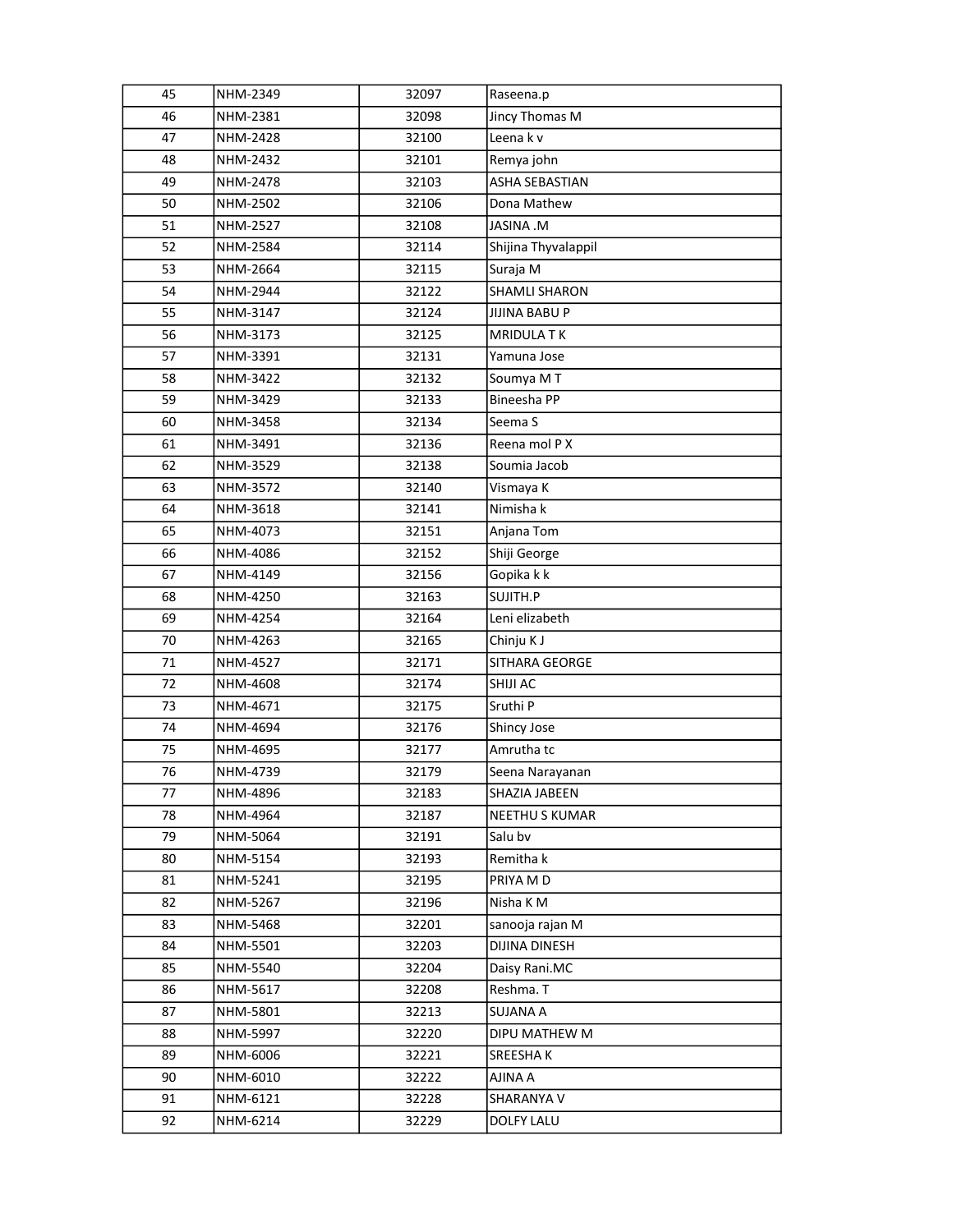| 45 | NHM-2349 | 32097 | Raseena.p |
|---|---|---|---|
| 46 | NHM-2381 | 32098 | Jincy Thomas M |
| 47 | NHM-2428 | 32100 | Leena k v |
| 48 | NHM-2432 | 32101 | Remya john |
| 49 | NHM-2478 | 32103 | ASHA SEBASTIAN |
| 50 | NHM-2502 | 32106 | Dona Mathew |
| 51 | NHM-2527 | 32108 | JASINA .M |
| 52 | NHM-2584 | 32114 | Shijina Thyvalappil |
| 53 | NHM-2664 | 32115 | Suraja M |
| 54 | NHM-2944 | 32122 | SHAMLI SHARON |
| 55 | NHM-3147 | 32124 | JIJINA BABU P |
| 56 | NHM-3173 | 32125 | MRIDULA T K |
| 57 | NHM-3391 | 32131 | Yamuna Jose |
| 58 | NHM-3422 | 32132 | Soumya M T |
| 59 | NHM-3429 | 32133 | Bineesha PP |
| 60 | NHM-3458 | 32134 | Seema S |
| 61 | NHM-3491 | 32136 | Reena mol P X |
| 62 | NHM-3529 | 32138 | Soumia Jacob |
| 63 | NHM-3572 | 32140 | Vismaya K |
| 64 | NHM-3618 | 32141 | Nimisha k |
| 65 | NHM-4073 | 32151 | Anjana Tom |
| 66 | NHM-4086 | 32152 | Shiji George |
| 67 | NHM-4149 | 32156 | Gopika k k |
| 68 | NHM-4250 | 32163 | SUJITH.P |
| 69 | NHM-4254 | 32164 | Leni elizabeth |
| 70 | NHM-4263 | 32165 | Chinju K J |
| 71 | NHM-4527 | 32171 | SITHARA GEORGE |
| 72 | NHM-4608 | 32174 | SHIJI AC |
| 73 | NHM-4671 | 32175 | Sruthi P |
| 74 | NHM-4694 | 32176 | Shincy Jose |
| 75 | NHM-4695 | 32177 | Amrutha tc |
| 76 | NHM-4739 | 32179 | Seena Narayanan |
| 77 | NHM-4896 | 32183 | SHAZIA JABEEN |
| 78 | NHM-4964 | 32187 | NEETHU S KUMAR |
| 79 | NHM-5064 | 32191 | Salu bv |
| 80 | NHM-5154 | 32193 | Remitha k |
| 81 | NHM-5241 | 32195 | PRIYA M D |
| 82 | NHM-5267 | 32196 | Nisha K M |
| 83 | NHM-5468 | 32201 | sanooja rajan M |
| 84 | NHM-5501 | 32203 | DIJINA DINESH |
| 85 | NHM-5540 | 32204 | Daisy Rani.MC |
| 86 | NHM-5617 | 32208 | Reshma. T |
| 87 | NHM-5801 | 32213 | SUJANA A |
| 88 | NHM-5997 | 32220 | DIPU MATHEW M |
| 89 | NHM-6006 | 32221 | SREESHA K |
| 90 | NHM-6010 | 32222 | AJINA A |
| 91 | NHM-6121 | 32228 | SHARANYA V |
| 92 | NHM-6214 | 32229 | DOLFY LALU |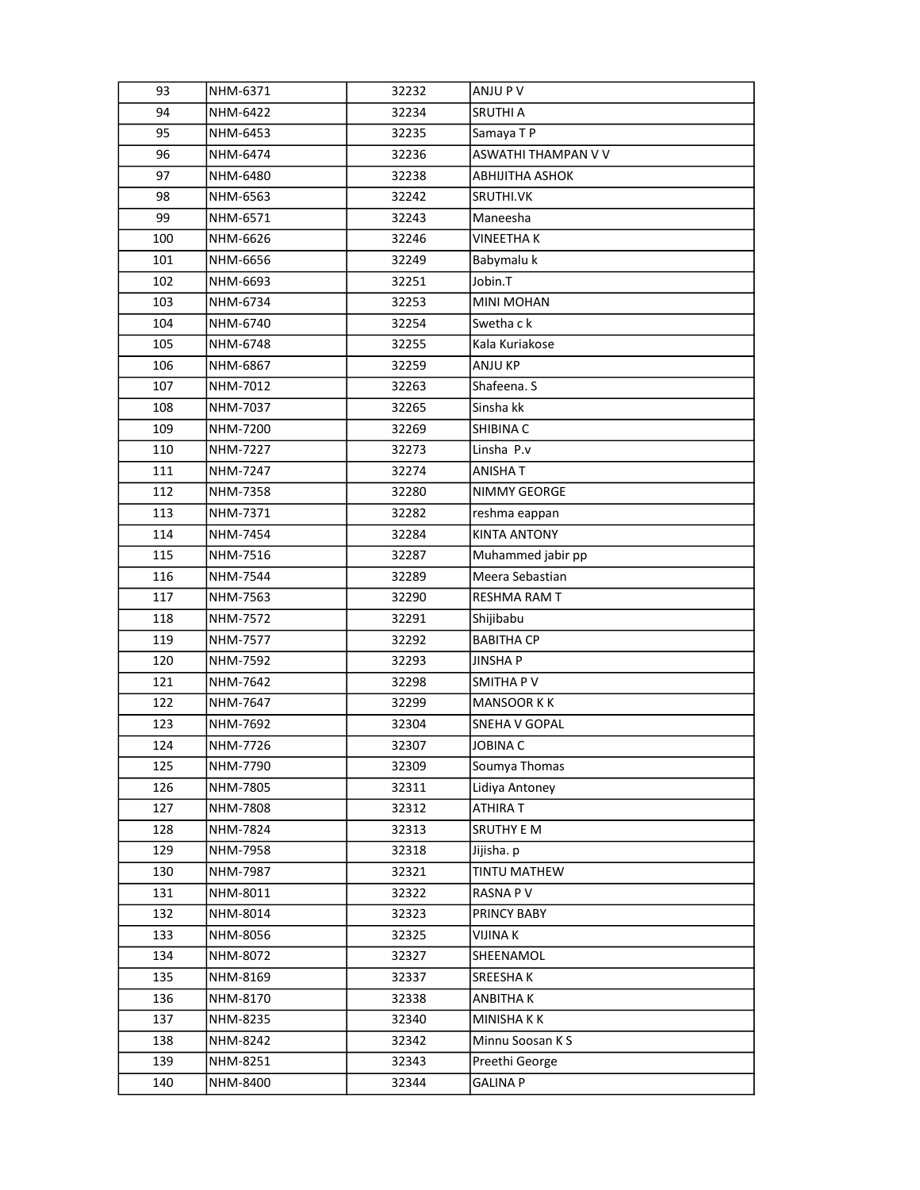| 93 | NHM-6371 | 32232 | ANJU P V |
|---|---|---|---|
| 94 | NHM-6422 | 32234 | SRUTHI A |
| 95 | NHM-6453 | 32235 | Samaya T P |
| 96 | NHM-6474 | 32236 | ASWATHI THAMPAN V V |
| 97 | NHM-6480 | 32238 | ABHIJITHA ASHOK |
| 98 | NHM-6563 | 32242 | SRUTHI.VK |
| 99 | NHM-6571 | 32243 | Maneesha |
| 100 | NHM-6626 | 32246 | VINEETHA K |
| 101 | NHM-6656 | 32249 | Babymalu k |
| 102 | NHM-6693 | 32251 | Jobin.T |
| 103 | NHM-6734 | 32253 | MINI MOHAN |
| 104 | NHM-6740 | 32254 | Swetha c k |
| 105 | NHM-6748 | 32255 | Kala Kuriakose |
| 106 | NHM-6867 | 32259 | ANJU KP |
| 107 | NHM-7012 | 32263 | Shafeena. S |
| 108 | NHM-7037 | 32265 | Sinsha kk |
| 109 | NHM-7200 | 32269 | SHIBINA C |
| 110 | NHM-7227 | 32273 | Linsha P.v |
| 111 | NHM-7247 | 32274 | ANISHA T |
| 112 | NHM-7358 | 32280 | NIMMY GEORGE |
| 113 | NHM-7371 | 32282 | reshma eappan |
| 114 | NHM-7454 | 32284 | KINTA ANTONY |
| 115 | NHM-7516 | 32287 | Muhammed jabir pp |
| 116 | NHM-7544 | 32289 | Meera Sebastian |
| 117 | NHM-7563 | 32290 | RESHMA RAM T |
| 118 | NHM-7572 | 32291 | Shijibabu |
| 119 | NHM-7577 | 32292 | BABITHA CP |
| 120 | NHM-7592 | 32293 | JINSHA P |
| 121 | NHM-7642 | 32298 | SMITHA P V |
| 122 | NHM-7647 | 32299 | MANSOOR K K |
| 123 | NHM-7692 | 32304 | SNEHA V GOPAL |
| 124 | NHM-7726 | 32307 | JOBINA C |
| 125 | NHM-7790 | 32309 | Soumya Thomas |
| 126 | NHM-7805 | 32311 | Lidiya Antoney |
| 127 | NHM-7808 | 32312 | ATHIRA T |
| 128 | NHM-7824 | 32313 | SRUTHY E M |
| 129 | NHM-7958 | 32318 | Jijisha. p |
| 130 | NHM-7987 | 32321 | TINTU MATHEW |
| 131 | NHM-8011 | 32322 | RASNA P V |
| 132 | NHM-8014 | 32323 | PRINCY BABY |
| 133 | NHM-8056 | 32325 | VIJINA K |
| 134 | NHM-8072 | 32327 | SHEENAMOL |
| 135 | NHM-8169 | 32337 | SREESHA K |
| 136 | NHM-8170 | 32338 | ANBITHA K |
| 137 | NHM-8235 | 32340 | MINISHA K K |
| 138 | NHM-8242 | 32342 | Minnu Soosan K S |
| 139 | NHM-8251 | 32343 | Preethi George |
| 140 | NHM-8400 | 32344 | GALINA P |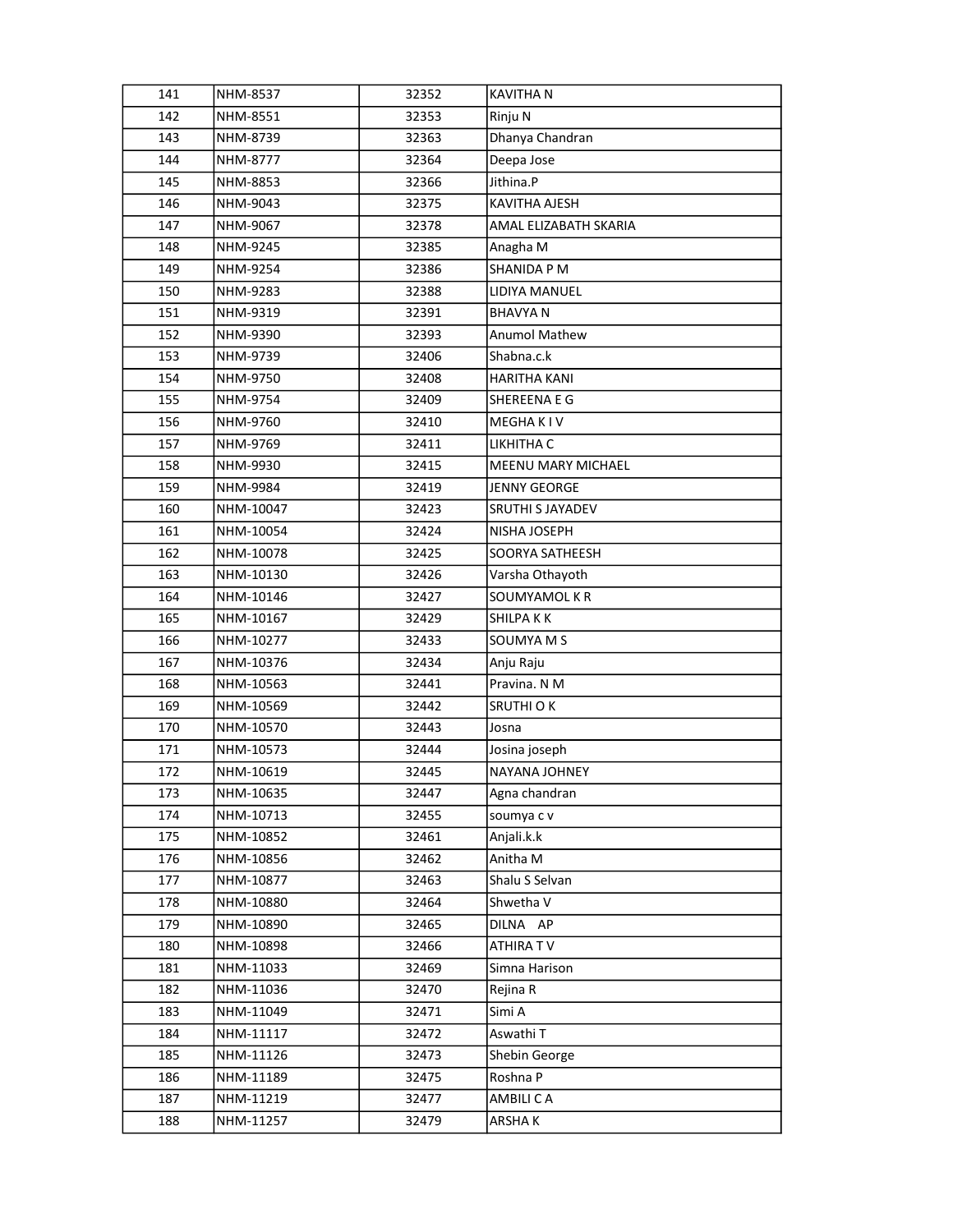| | | | |
|---|---|---|---|
| 141 | NHM-8537 | 32352 | KAVITHA N |
| 142 | NHM-8551 | 32353 | Rinju N |
| 143 | NHM-8739 | 32363 | Dhanya Chandran |
| 144 | NHM-8777 | 32364 | Deepa Jose |
| 145 | NHM-8853 | 32366 | Jithina.P |
| 146 | NHM-9043 | 32375 | KAVITHA AJESH |
| 147 | NHM-9067 | 32378 | AMAL ELIZABATH SKARIA |
| 148 | NHM-9245 | 32385 | Anagha M |
| 149 | NHM-9254 | 32386 | SHANIDA P M |
| 150 | NHM-9283 | 32388 | LIDIYA MANUEL |
| 151 | NHM-9319 | 32391 | BHAVYA N |
| 152 | NHM-9390 | 32393 | Anumol Mathew |
| 153 | NHM-9739 | 32406 | Shabna.c.k |
| 154 | NHM-9750 | 32408 | HARITHA KANI |
| 155 | NHM-9754 | 32409 | SHEREENA E G |
| 156 | NHM-9760 | 32410 | MEGHA K I V |
| 157 | NHM-9769 | 32411 | LIKHITHA C |
| 158 | NHM-9930 | 32415 | MEENU MARY MICHAEL |
| 159 | NHM-9984 | 32419 | JENNY GEORGE |
| 160 | NHM-10047 | 32423 | SRUTHI S JAYADEV |
| 161 | NHM-10054 | 32424 | NISHA JOSEPH |
| 162 | NHM-10078 | 32425 | SOORYA SATHEESH |
| 163 | NHM-10130 | 32426 | Varsha Othayoth |
| 164 | NHM-10146 | 32427 | SOUMYAMOL K R |
| 165 | NHM-10167 | 32429 | SHILPA K K |
| 166 | NHM-10277 | 32433 | SOUMYA M S |
| 167 | NHM-10376 | 32434 | Anju Raju |
| 168 | NHM-10563 | 32441 | Pravina. N M |
| 169 | NHM-10569 | 32442 | SRUTHI O K |
| 170 | NHM-10570 | 32443 | Josna |
| 171 | NHM-10573 | 32444 | Josina joseph |
| 172 | NHM-10619 | 32445 | NAYANA JOHNEY |
| 173 | NHM-10635 | 32447 | Agna chandran |
| 174 | NHM-10713 | 32455 | soumya c v |
| 175 | NHM-10852 | 32461 | Anjali.k.k |
| 176 | NHM-10856 | 32462 | Anitha M |
| 177 | NHM-10877 | 32463 | Shalu S Selvan |
| 178 | NHM-10880 | 32464 | Shwetha V |
| 179 | NHM-10890 | 32465 | DILNA AP |
| 180 | NHM-10898 | 32466 | ATHIRA T V |
| 181 | NHM-11033 | 32469 | Simna Harison |
| 182 | NHM-11036 | 32470 | Rejina R |
| 183 | NHM-11049 | 32471 | Simi A |
| 184 | NHM-11117 | 32472 | Aswathi T |
| 185 | NHM-11126 | 32473 | Shebin George |
| 186 | NHM-11189 | 32475 | Roshna P |
| 187 | NHM-11219 | 32477 | AMBILI C A |
| 188 | NHM-11257 | 32479 | ARSHA K |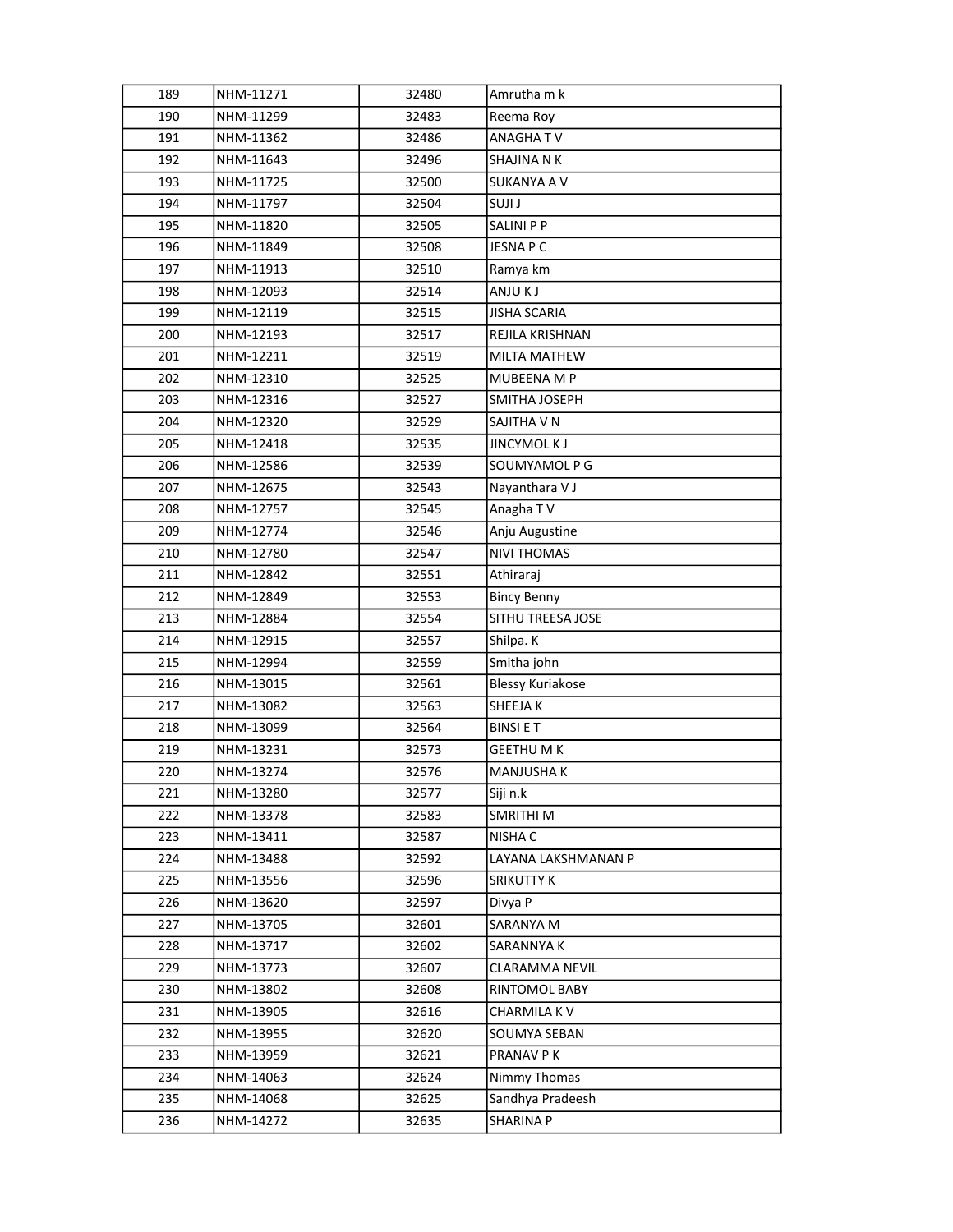| 189 | NHM-11271 | 32480 | Amrutha m k |
|---|---|---|---|
| 190 | NHM-11299 | 32483 | Reema Roy |
| 191 | NHM-11362 | 32486 | ANAGHA T V |
| 192 | NHM-11643 | 32496 | SHAJINA N K |
| 193 | NHM-11725 | 32500 | SUKANYA A V |
| 194 | NHM-11797 | 32504 | SUJI J |
| 195 | NHM-11820 | 32505 | SALINI P P |
| 196 | NHM-11849 | 32508 | JESNA P C |
| 197 | NHM-11913 | 32510 | Ramya km |
| 198 | NHM-12093 | 32514 | ANJU K J |
| 199 | NHM-12119 | 32515 | JISHA SCARIA |
| 200 | NHM-12193 | 32517 | REJILA KRISHNAN |
| 201 | NHM-12211 | 32519 | MILTA MATHEW |
| 202 | NHM-12310 | 32525 | MUBEENA M P |
| 203 | NHM-12316 | 32527 | SMITHA JOSEPH |
| 204 | NHM-12320 | 32529 | SAJITHA V N |
| 205 | NHM-12418 | 32535 | JINCYMOL K J |
| 206 | NHM-12586 | 32539 | SOUMYAMOL P G |
| 207 | NHM-12675 | 32543 | Nayanthara V J |
| 208 | NHM-12757 | 32545 | Anagha T V |
| 209 | NHM-12774 | 32546 | Anju Augustine |
| 210 | NHM-12780 | 32547 | NIVI THOMAS |
| 211 | NHM-12842 | 32551 | Athiraraj |
| 212 | NHM-12849 | 32553 | Bincy Benny |
| 213 | NHM-12884 | 32554 | SITHU TREESA JOSE |
| 214 | NHM-12915 | 32557 | Shilpa. K |
| 215 | NHM-12994 | 32559 | Smitha john |
| 216 | NHM-13015 | 32561 | Blessy Kuriakose |
| 217 | NHM-13082 | 32563 | SHEEJA K |
| 218 | NHM-13099 | 32564 | BINSI E T |
| 219 | NHM-13231 | 32573 | GEETHU M K |
| 220 | NHM-13274 | 32576 | MANJUSHA K |
| 221 | NHM-13280 | 32577 | Siji n.k |
| 222 | NHM-13378 | 32583 | SMRITHI M |
| 223 | NHM-13411 | 32587 | NISHA C |
| 224 | NHM-13488 | 32592 | LAYANA LAKSHMANAN P |
| 225 | NHM-13556 | 32596 | SRIKUTTY K |
| 226 | NHM-13620 | 32597 | Divya P |
| 227 | NHM-13705 | 32601 | SARANYA M |
| 228 | NHM-13717 | 32602 | SARANNYA K |
| 229 | NHM-13773 | 32607 | CLARAMMA NEVIL |
| 230 | NHM-13802 | 32608 | RINTOMOL BABY |
| 231 | NHM-13905 | 32616 | CHARMILA K V |
| 232 | NHM-13955 | 32620 | SOUMYA SEBAN |
| 233 | NHM-13959 | 32621 | PRANAV P K |
| 234 | NHM-14063 | 32624 | Nimmy Thomas |
| 235 | NHM-14068 | 32625 | Sandhya Pradeesh |
| 236 | NHM-14272 | 32635 | SHARINA P |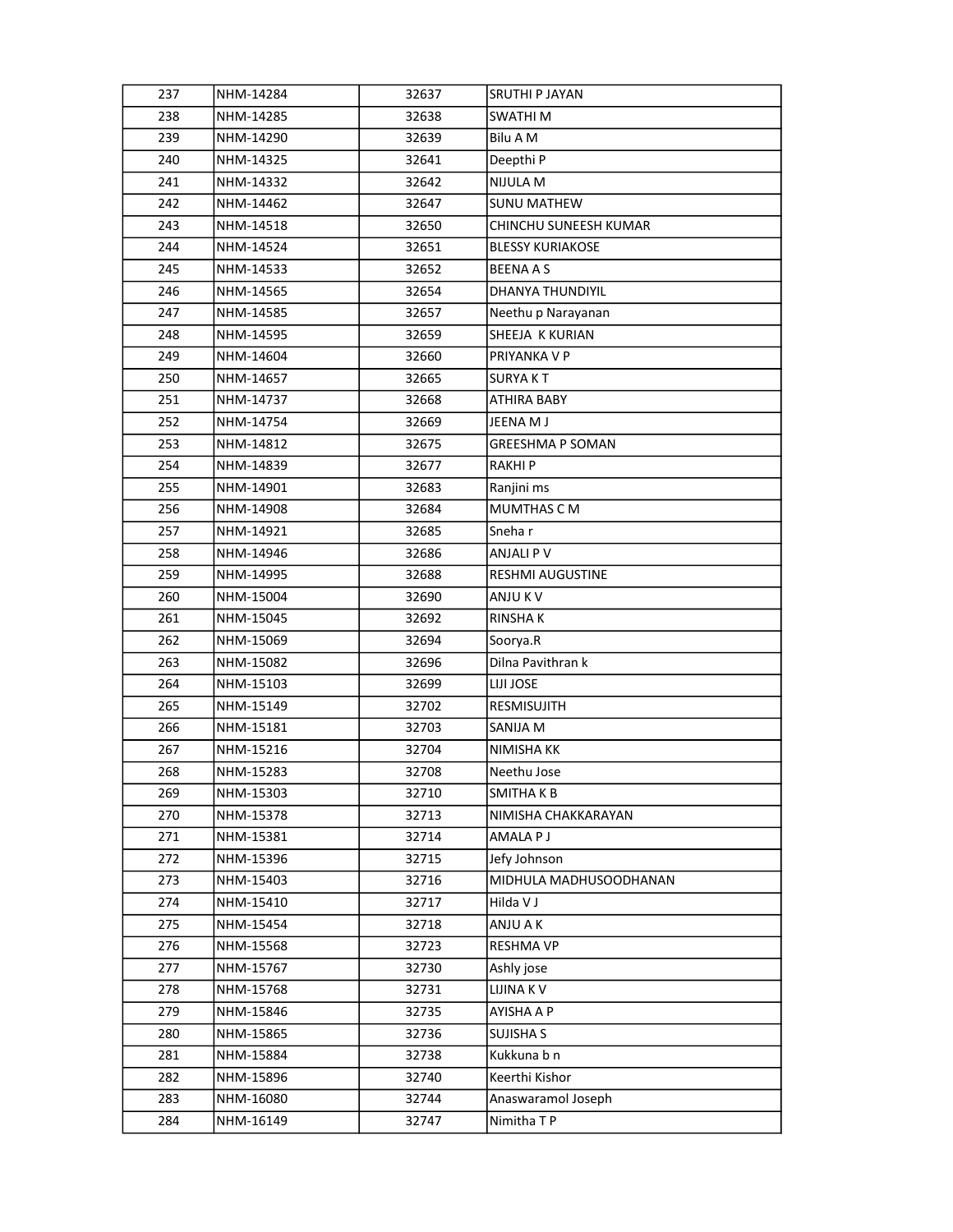| 237 | NHM-14284 | 32637 | SRUTHI P JAYAN |
|---|---|---|---|
| 238 | NHM-14285 | 32638 | SWATHI M |
| 239 | NHM-14290 | 32639 | Bilu A M |
| 240 | NHM-14325 | 32641 | Deepthi P |
| 241 | NHM-14332 | 32642 | NIJULA M |
| 242 | NHM-14462 | 32647 | SUNU MATHEW |
| 243 | NHM-14518 | 32650 | CHINCHU SUNEESH KUMAR |
| 244 | NHM-14524 | 32651 | BLESSY KURIAKOSE |
| 245 | NHM-14533 | 32652 | BEENA A S |
| 246 | NHM-14565 | 32654 | DHANYA THUNDIYIL |
| 247 | NHM-14585 | 32657 | Neethu p Narayanan |
| 248 | NHM-14595 | 32659 | SHEEJA K KURIAN |
| 249 | NHM-14604 | 32660 | PRIYANKA V P |
| 250 | NHM-14657 | 32665 | SURYA K T |
| 251 | NHM-14737 | 32668 | ATHIRA BABY |
| 252 | NHM-14754 | 32669 | JEENA M J |
| 253 | NHM-14812 | 32675 | GREESHMA P SOMAN |
| 254 | NHM-14839 | 32677 | RAKHI P |
| 255 | NHM-14901 | 32683 | Ranjini ms |
| 256 | NHM-14908 | 32684 | MUMTHAS C M |
| 257 | NHM-14921 | 32685 | Sneha r |
| 258 | NHM-14946 | 32686 | ANJALI P V |
| 259 | NHM-14995 | 32688 | RESHMI AUGUSTINE |
| 260 | NHM-15004 | 32690 | ANJU K V |
| 261 | NHM-15045 | 32692 | RINSHA K |
| 262 | NHM-15069 | 32694 | Soorya.R |
| 263 | NHM-15082 | 32696 | Dilna Pavithran k |
| 264 | NHM-15103 | 32699 | LIJI JOSE |
| 265 | NHM-15149 | 32702 | RESMISUJITH |
| 266 | NHM-15181 | 32703 | SANIJA M |
| 267 | NHM-15216 | 32704 | NIMISHA KK |
| 268 | NHM-15283 | 32708 | Neethu Jose |
| 269 | NHM-15303 | 32710 | SMITHA K B |
| 270 | NHM-15378 | 32713 | NIMISHA CHAKKARAYAN |
| 271 | NHM-15381 | 32714 | AMALA P J |
| 272 | NHM-15396 | 32715 | Jefy Johnson |
| 273 | NHM-15403 | 32716 | MIDHULA MADHUSOODHANAN |
| 274 | NHM-15410 | 32717 | Hilda V J |
| 275 | NHM-15454 | 32718 | ANJU A K |
| 276 | NHM-15568 | 32723 | RESHMA VP |
| 277 | NHM-15767 | 32730 | Ashly jose |
| 278 | NHM-15768 | 32731 | LIJINA K V |
| 279 | NHM-15846 | 32735 | AYISHA A P |
| 280 | NHM-15865 | 32736 | SUJISHA S |
| 281 | NHM-15884 | 32738 | Kukkuna b n |
| 282 | NHM-15896 | 32740 | Keerthi Kishor |
| 283 | NHM-16080 | 32744 | Anaswaramol Joseph |
| 284 | NHM-16149 | 32747 | Nimitha T P |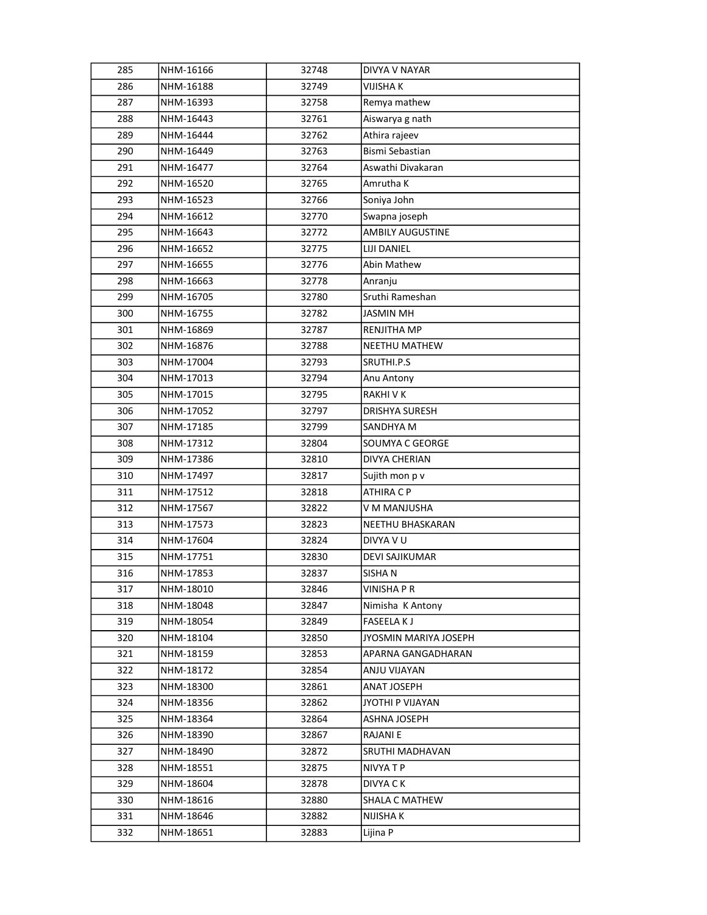| 285 | NHM-16166 | 32748 | DIVYA V NAYAR |
|---|---|---|---|
| 286 | NHM-16188 | 32749 | VIJISHA K |
| 287 | NHM-16393 | 32758 | Remya mathew |
| 288 | NHM-16443 | 32761 | Aiswarya g nath |
| 289 | NHM-16444 | 32762 | Athira rajeev |
| 290 | NHM-16449 | 32763 | Bismi Sebastian |
| 291 | NHM-16477 | 32764 | Aswathi Divakaran |
| 292 | NHM-16520 | 32765 | Amrutha K |
| 293 | NHM-16523 | 32766 | Soniya John |
| 294 | NHM-16612 | 32770 | Swapna joseph |
| 295 | NHM-16643 | 32772 | AMBILY AUGUSTINE |
| 296 | NHM-16652 | 32775 | LIJI DANIEL |
| 297 | NHM-16655 | 32776 | Abin Mathew |
| 298 | NHM-16663 | 32778 | Anranju |
| 299 | NHM-16705 | 32780 | Sruthi Rameshan |
| 300 | NHM-16755 | 32782 | JASMIN MH |
| 301 | NHM-16869 | 32787 | RENJITHA MP |
| 302 | NHM-16876 | 32788 | NEETHU MATHEW |
| 303 | NHM-17004 | 32793 | SRUTHI.P.S |
| 304 | NHM-17013 | 32794 | Anu Antony |
| 305 | NHM-17015 | 32795 | RAKHI V K |
| 306 | NHM-17052 | 32797 | DRISHYA SURESH |
| 307 | NHM-17185 | 32799 | SANDHYA M |
| 308 | NHM-17312 | 32804 | SOUMYA C GEORGE |
| 309 | NHM-17386 | 32810 | DIVYA CHERIAN |
| 310 | NHM-17497 | 32817 | Sujith mon p v |
| 311 | NHM-17512 | 32818 | ATHIRA C P |
| 312 | NHM-17567 | 32822 | V M MANJUSHA |
| 313 | NHM-17573 | 32823 | NEETHU BHASKARAN |
| 314 | NHM-17604 | 32824 | DIVYA V U |
| 315 | NHM-17751 | 32830 | DEVI SAJIKUMAR |
| 316 | NHM-17853 | 32837 | SISHA N |
| 317 | NHM-18010 | 32846 | VINISHA P R |
| 318 | NHM-18048 | 32847 | Nimisha  K Antony |
| 319 | NHM-18054 | 32849 | FASEELA K J |
| 320 | NHM-18104 | 32850 | JYOSMIN MARIYA JOSEPH |
| 321 | NHM-18159 | 32853 | APARNA GANGADHARAN |
| 322 | NHM-18172 | 32854 | ANJU VIJAYAN |
| 323 | NHM-18300 | 32861 | ANAT JOSEPH |
| 324 | NHM-18356 | 32862 | JYOTHI P VIJAYAN |
| 325 | NHM-18364 | 32864 | ASHNA JOSEPH |
| 326 | NHM-18390 | 32867 | RAJANI E |
| 327 | NHM-18490 | 32872 | SRUTHI MADHAVAN |
| 328 | NHM-18551 | 32875 | NIVYA T P |
| 329 | NHM-18604 | 32878 | DIVYA C K |
| 330 | NHM-18616 | 32880 | SHALA C MATHEW |
| 331 | NHM-18646 | 32882 | NIJISHA K |
| 332 | NHM-18651 | 32883 | Lijina P |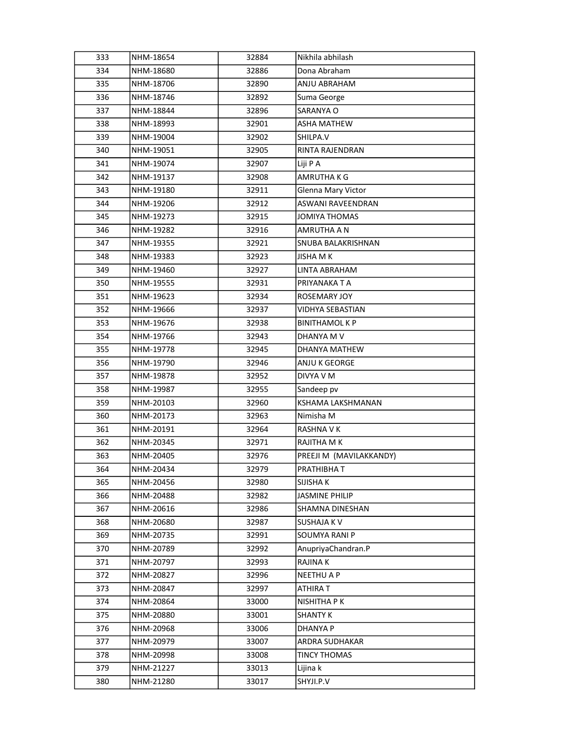| 333 | NHM-18654 | 32884 | Nikhila abhilash |
|---|---|---|---|
| 334 | NHM-18680 | 32886 | Dona Abraham |
| 335 | NHM-18706 | 32890 | ANJU ABRAHAM |
| 336 | NHM-18746 | 32892 | Suma George |
| 337 | NHM-18844 | 32896 | SARANYA O |
| 338 | NHM-18993 | 32901 | ASHA MATHEW |
| 339 | NHM-19004 | 32902 | SHILPA.V |
| 340 | NHM-19051 | 32905 | RINTA RAJENDRAN |
| 341 | NHM-19074 | 32907 | Liji P A |
| 342 | NHM-19137 | 32908 | AMRUTHA K G |
| 343 | NHM-19180 | 32911 | Glenna Mary Victor |
| 344 | NHM-19206 | 32912 | ASWANI RAVEENDRAN |
| 345 | NHM-19273 | 32915 | JOMIYA THOMAS |
| 346 | NHM-19282 | 32916 | AMRUTHA A N |
| 347 | NHM-19355 | 32921 | SNUBA BALAKRISHNAN |
| 348 | NHM-19383 | 32923 | JISHA M K |
| 349 | NHM-19460 | 32927 | LINTA ABRAHAM |
| 350 | NHM-19555 | 32931 | PRIYANAKA T A |
| 351 | NHM-19623 | 32934 | ROSEMARY JOY |
| 352 | NHM-19666 | 32937 | VIDHYA SEBASTIAN |
| 353 | NHM-19676 | 32938 | BINITHAMOL K P |
| 354 | NHM-19766 | 32943 | DHANYA M V |
| 355 | NHM-19778 | 32945 | DHANYA MATHEW |
| 356 | NHM-19790 | 32946 | ANJU K GEORGE |
| 357 | NHM-19878 | 32952 | DIVYA V M |
| 358 | NHM-19987 | 32955 | Sandeep pv |
| 359 | NHM-20103 | 32960 | KSHAMA LAKSHMANAN |
| 360 | NHM-20173 | 32963 | Nimisha M |
| 361 | NHM-20191 | 32964 | RASHNA V K |
| 362 | NHM-20345 | 32971 | RAJITHA M K |
| 363 | NHM-20405 | 32976 | PREEJI M (MAVILAKKANDY) |
| 364 | NHM-20434 | 32979 | PRATHIBHA T |
| 365 | NHM-20456 | 32980 | SIJISHA K |
| 366 | NHM-20488 | 32982 | JASMINE PHILIP |
| 367 | NHM-20616 | 32986 | SHAMNA DINESHAN |
| 368 | NHM-20680 | 32987 | SUSHAJA K V |
| 369 | NHM-20735 | 32991 | SOUMYA RANI P |
| 370 | NHM-20789 | 32992 | AnupriyaChandran.P |
| 371 | NHM-20797 | 32993 | RAJINA K |
| 372 | NHM-20827 | 32996 | NEETHU A P |
| 373 | NHM-20847 | 32997 | ATHIRA T |
| 374 | NHM-20864 | 33000 | NISHITHA P K |
| 375 | NHM-20880 | 33001 | SHANTY K |
| 376 | NHM-20968 | 33006 | DHANYA P |
| 377 | NHM-20979 | 33007 | ARDRA SUDHAKAR |
| 378 | NHM-20998 | 33008 | TINCY THOMAS |
| 379 | NHM-21227 | 33013 | Lijina k |
| 380 | NHM-21280 | 33017 | SHYJI.P.V |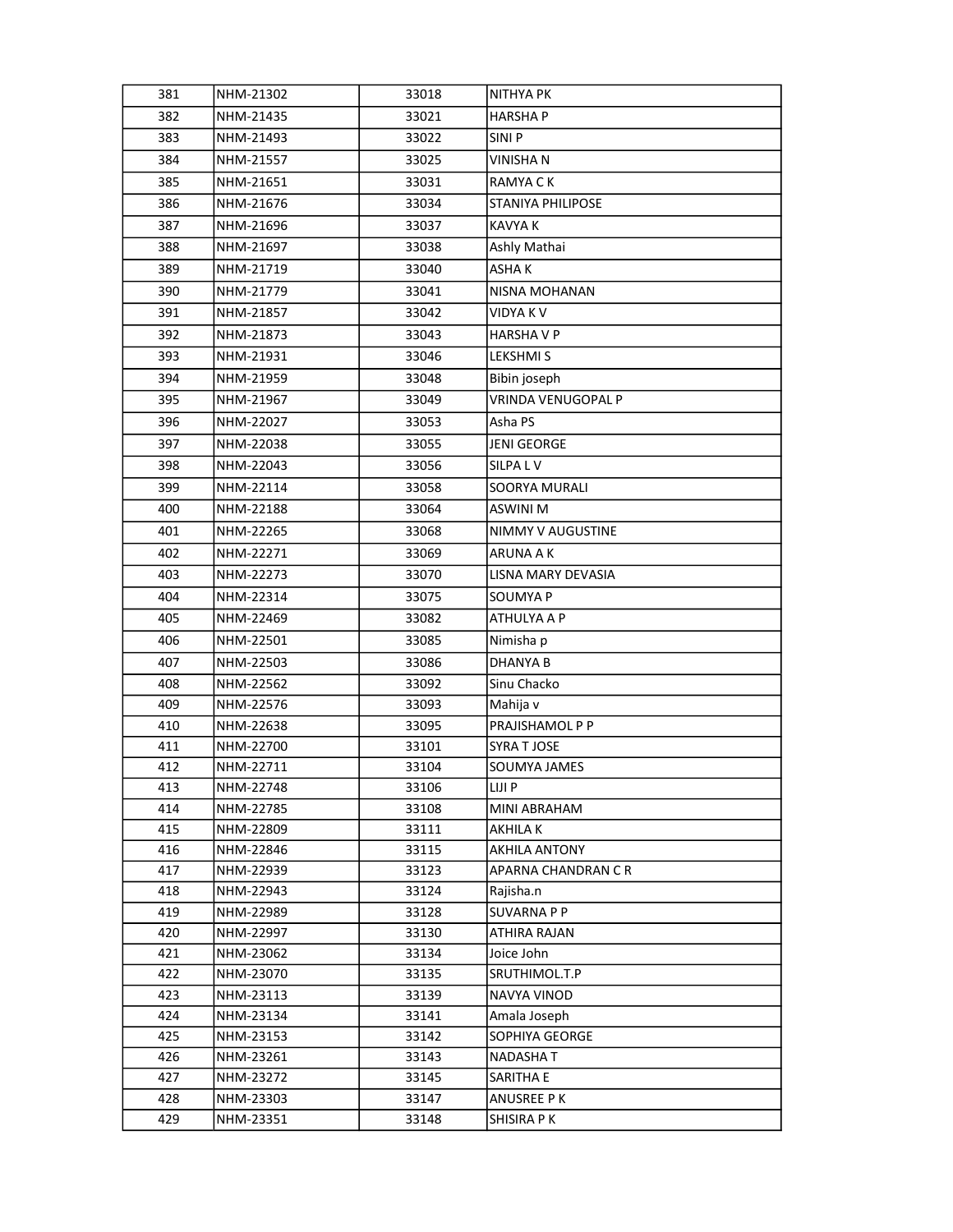| 381 | NHM-21302 | 33018 | NITHYA PK |
|---|---|---|---|
| 382 | NHM-21435 | 33021 | HARSHA P |
| 383 | NHM-21493 | 33022 | SINI P |
| 384 | NHM-21557 | 33025 | VINISHA N |
| 385 | NHM-21651 | 33031 | RAMYA C K |
| 386 | NHM-21676 | 33034 | STANIYA PHILIPOSE |
| 387 | NHM-21696 | 33037 | KAVYA K |
| 388 | NHM-21697 | 33038 | Ashly Mathai |
| 389 | NHM-21719 | 33040 | ASHA K |
| 390 | NHM-21779 | 33041 | NISNA MOHANAN |
| 391 | NHM-21857 | 33042 | VIDYA K V |
| 392 | NHM-21873 | 33043 | HARSHA V P |
| 393 | NHM-21931 | 33046 | LEKSHMI S |
| 394 | NHM-21959 | 33048 | Bibin joseph |
| 395 | NHM-21967 | 33049 | VRINDA VENUGOPAL P |
| 396 | NHM-22027 | 33053 | Asha PS |
| 397 | NHM-22038 | 33055 | JENI GEORGE |
| 398 | NHM-22043 | 33056 | SILPA L V |
| 399 | NHM-22114 | 33058 | SOORYA MURALI |
| 400 | NHM-22188 | 33064 | ASWINI M |
| 401 | NHM-22265 | 33068 | NIMMY V AUGUSTINE |
| 402 | NHM-22271 | 33069 | ARUNA A K |
| 403 | NHM-22273 | 33070 | LISNA MARY DEVASIA |
| 404 | NHM-22314 | 33075 | SOUMYA P |
| 405 | NHM-22469 | 33082 | ATHULYA A P |
| 406 | NHM-22501 | 33085 | Nimisha p |
| 407 | NHM-22503 | 33086 | DHANYA B |
| 408 | NHM-22562 | 33092 | Sinu Chacko |
| 409 | NHM-22576 | 33093 | Mahija v |
| 410 | NHM-22638 | 33095 | PRAJISHAMOL P P |
| 411 | NHM-22700 | 33101 | SYRA T JOSE |
| 412 | NHM-22711 | 33104 | SOUMYA JAMES |
| 413 | NHM-22748 | 33106 | LIJI P |
| 414 | NHM-22785 | 33108 | MINI ABRAHAM |
| 415 | NHM-22809 | 33111 | AKHILA K |
| 416 | NHM-22846 | 33115 | AKHILA ANTONY |
| 417 | NHM-22939 | 33123 | APARNA CHANDRAN C R |
| 418 | NHM-22943 | 33124 | Rajisha.n |
| 419 | NHM-22989 | 33128 | SUVARNA P P |
| 420 | NHM-22997 | 33130 | ATHIRA RAJAN |
| 421 | NHM-23062 | 33134 | Joice John |
| 422 | NHM-23070 | 33135 | SRUTHIMOL.T.P |
| 423 | NHM-23113 | 33139 | NAVYA VINOD |
| 424 | NHM-23134 | 33141 | Amala Joseph |
| 425 | NHM-23153 | 33142 | SOPHIYA GEORGE |
| 426 | NHM-23261 | 33143 | NADASHA T |
| 427 | NHM-23272 | 33145 | SARITHA E |
| 428 | NHM-23303 | 33147 | ANUSREE P K |
| 429 | NHM-23351 | 33148 | SHISIRA P K |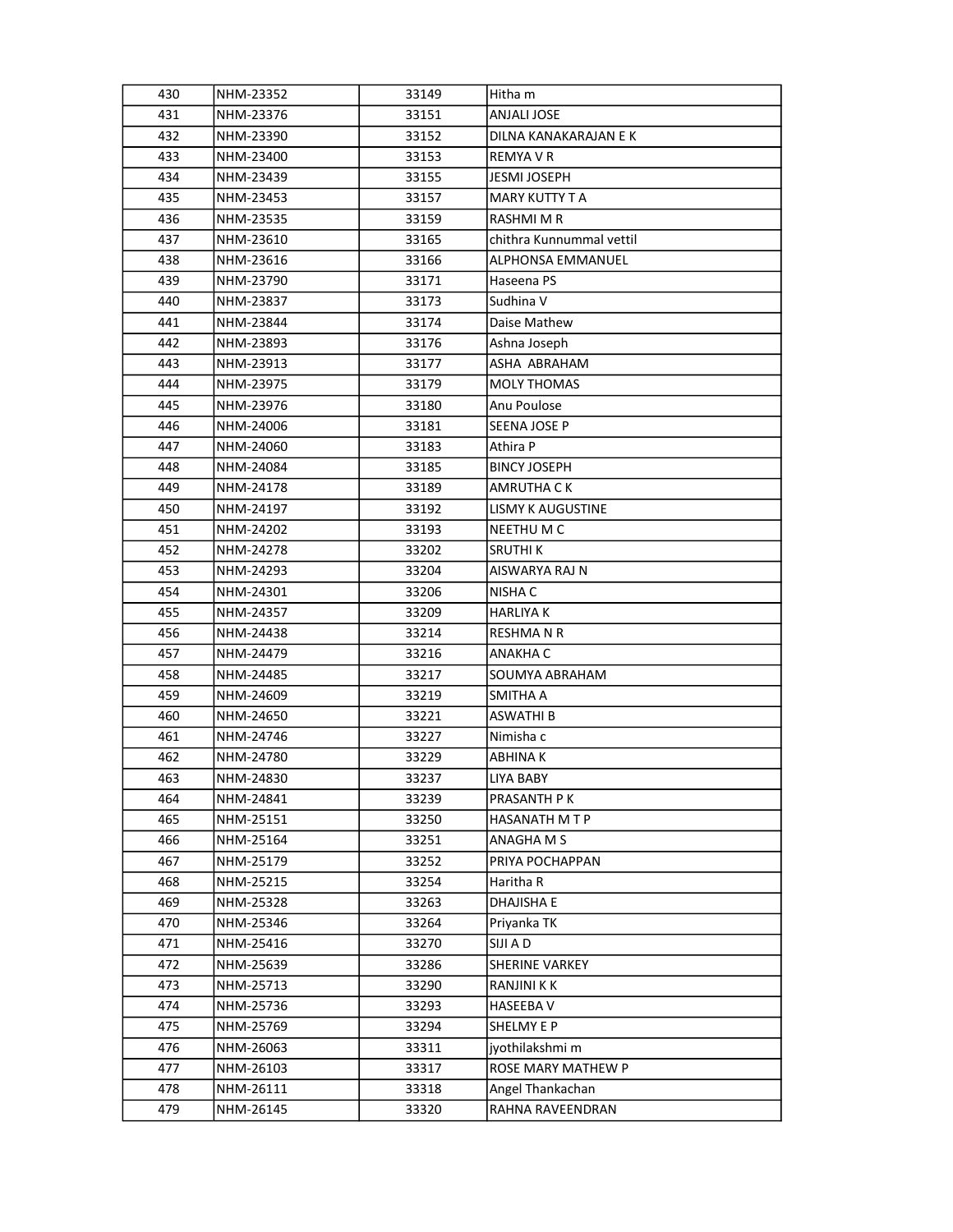| 430 | NHM-23352 | 33149 | Hitha m |
|---|---|---|---|
| 431 | NHM-23376 | 33151 | ANJALI JOSE |
| 432 | NHM-23390 | 33152 | DILNA KANAKARAJAN E K |
| 433 | NHM-23400 | 33153 | REMYA V R |
| 434 | NHM-23439 | 33155 | JESMI JOSEPH |
| 435 | NHM-23453 | 33157 | MARY KUTTY T A |
| 436 | NHM-23535 | 33159 | RASHMI M R |
| 437 | NHM-23610 | 33165 | chithra Kunnummal vettil |
| 438 | NHM-23616 | 33166 | ALPHONSA EMMANUEL |
| 439 | NHM-23790 | 33171 | Haseena PS |
| 440 | NHM-23837 | 33173 | Sudhina V |
| 441 | NHM-23844 | 33174 | Daise Mathew |
| 442 | NHM-23893 | 33176 | Ashna Joseph |
| 443 | NHM-23913 | 33177 | ASHA ABRAHAM |
| 444 | NHM-23975 | 33179 | MOLY THOMAS |
| 445 | NHM-23976 | 33180 | Anu Poulose |
| 446 | NHM-24006 | 33181 | SEENA JOSE P |
| 447 | NHM-24060 | 33183 | Athira P |
| 448 | NHM-24084 | 33185 | BINCY JOSEPH |
| 449 | NHM-24178 | 33189 | AMRUTHA C K |
| 450 | NHM-24197 | 33192 | LISMY K AUGUSTINE |
| 451 | NHM-24202 | 33193 | NEETHU M C |
| 452 | NHM-24278 | 33202 | SRUTHI K |
| 453 | NHM-24293 | 33204 | AISWARYA RAJ N |
| 454 | NHM-24301 | 33206 | NISHA C |
| 455 | NHM-24357 | 33209 | HARLIYA K |
| 456 | NHM-24438 | 33214 | RESHMA N R |
| 457 | NHM-24479 | 33216 | ANAKHA C |
| 458 | NHM-24485 | 33217 | SOUMYA ABRAHAM |
| 459 | NHM-24609 | 33219 | SMITHA A |
| 460 | NHM-24650 | 33221 | ASWATHI B |
| 461 | NHM-24746 | 33227 | Nimisha c |
| 462 | NHM-24780 | 33229 | ABHINA K |
| 463 | NHM-24830 | 33237 | LIYA BABY |
| 464 | NHM-24841 | 33239 | PRASANTH P K |
| 465 | NHM-25151 | 33250 | HASANATH M T P |
| 466 | NHM-25164 | 33251 | ANAGHA M S |
| 467 | NHM-25179 | 33252 | PRIYA POCHAPPAN |
| 468 | NHM-25215 | 33254 | Haritha R |
| 469 | NHM-25328 | 33263 | DHAJISHA E |
| 470 | NHM-25346 | 33264 | Priyanka TK |
| 471 | NHM-25416 | 33270 | SIJI A D |
| 472 | NHM-25639 | 33286 | SHERINE VARKEY |
| 473 | NHM-25713 | 33290 | RANJINI K K |
| 474 | NHM-25736 | 33293 | HASEEBA V |
| 475 | NHM-25769 | 33294 | SHELMY E P |
| 476 | NHM-26063 | 33311 | jyothilakshmi m |
| 477 | NHM-26103 | 33317 | ROSE MARY MATHEW P |
| 478 | NHM-26111 | 33318 | Angel Thankachan |
| 479 | NHM-26145 | 33320 | RAHNA RAVEENDRAN |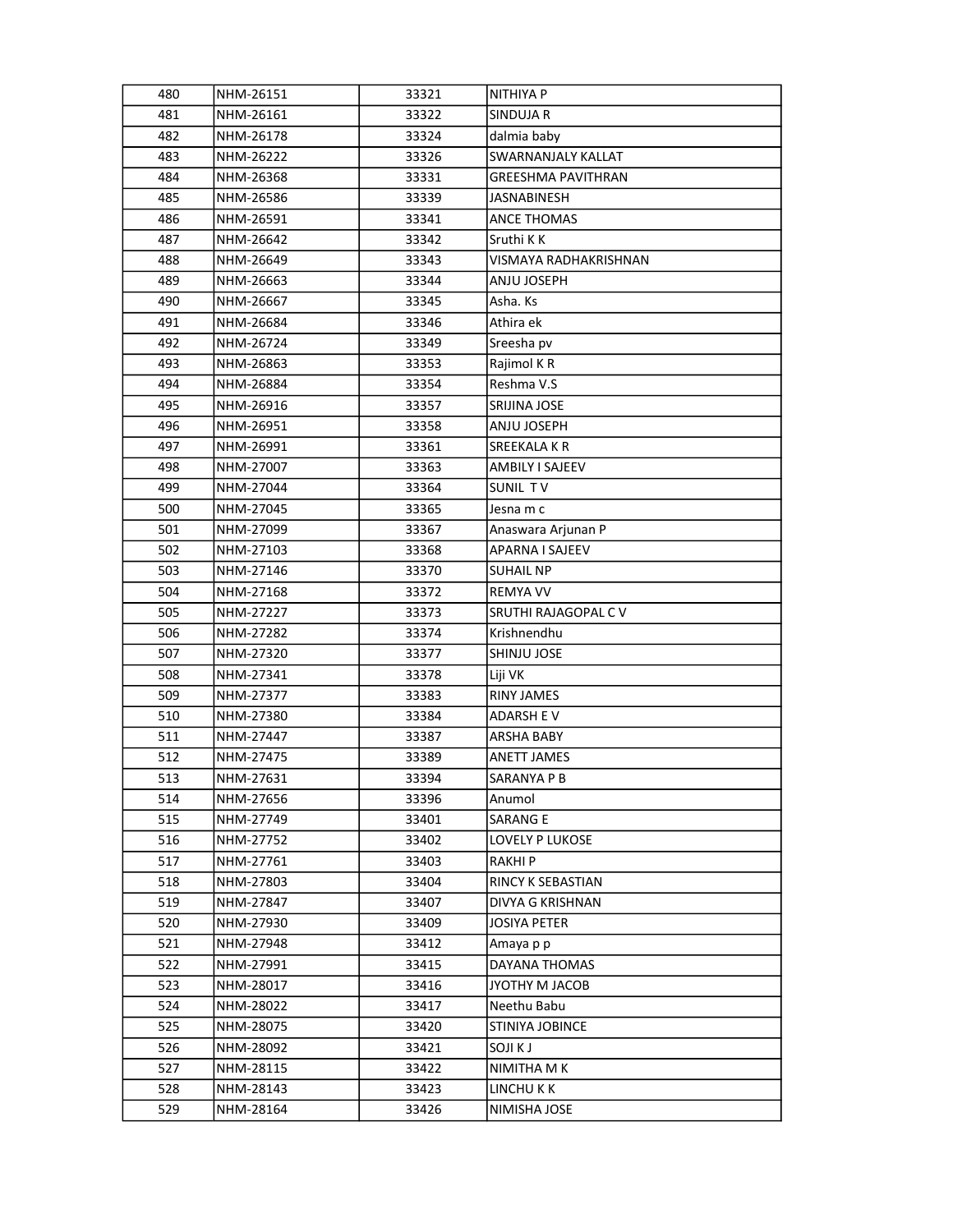| 480 | NHM-26151 | 33321 | NITHIYA P |
|---|---|---|---|
| 481 | NHM-26161 | 33322 | SINDUJA R |
| 482 | NHM-26178 | 33324 | dalmia baby |
| 483 | NHM-26222 | 33326 | SWARNANJALY KALLAT |
| 484 | NHM-26368 | 33331 | GREESHMA PAVITHRAN |
| 485 | NHM-26586 | 33339 | JASNABINESH |
| 486 | NHM-26591 | 33341 | ANCE THOMAS |
| 487 | NHM-26642 | 33342 | Sruthi K K |
| 488 | NHM-26649 | 33343 | VISMAYA RADHAKRISHNAN |
| 489 | NHM-26663 | 33344 | ANJU JOSEPH |
| 490 | NHM-26667 | 33345 | Asha. Ks |
| 491 | NHM-26684 | 33346 | Athira ek |
| 492 | NHM-26724 | 33349 | Sreesha pv |
| 493 | NHM-26863 | 33353 | Rajimol K R |
| 494 | NHM-26884 | 33354 | Reshma V.S |
| 495 | NHM-26916 | 33357 | SRIJINA JOSE |
| 496 | NHM-26951 | 33358 | ANJU JOSEPH |
| 497 | NHM-26991 | 33361 | SREEKALA K R |
| 498 | NHM-27007 | 33363 | AMBILY I SAJEEV |
| 499 | NHM-27044 | 33364 | SUNIL T V |
| 500 | NHM-27045 | 33365 | Jesna m c |
| 501 | NHM-27099 | 33367 | Anaswara Arjunan P |
| 502 | NHM-27103 | 33368 | APARNA I SAJEEV |
| 503 | NHM-27146 | 33370 | SUHAIL NP |
| 504 | NHM-27168 | 33372 | REMYA VV |
| 505 | NHM-27227 | 33373 | SRUTHI RAJAGOPAL C V |
| 506 | NHM-27282 | 33374 | Krishnendhu |
| 507 | NHM-27320 | 33377 | SHINJU JOSE |
| 508 | NHM-27341 | 33378 | Liji VK |
| 509 | NHM-27377 | 33383 | RINY JAMES |
| 510 | NHM-27380 | 33384 | ADARSH E V |
| 511 | NHM-27447 | 33387 | ARSHA BABY |
| 512 | NHM-27475 | 33389 | ANETT JAMES |
| 513 | NHM-27631 | 33394 | SARANYA P B |
| 514 | NHM-27656 | 33396 | Anumol |
| 515 | NHM-27749 | 33401 | SARANG E |
| 516 | NHM-27752 | 33402 | LOVELY P LUKOSE |
| 517 | NHM-27761 | 33403 | RAKHI P |
| 518 | NHM-27803 | 33404 | RINCY K SEBASTIAN |
| 519 | NHM-27847 | 33407 | DIVYA G KRISHNAN |
| 520 | NHM-27930 | 33409 | JOSIYA PETER |
| 521 | NHM-27948 | 33412 | Amaya p p |
| 522 | NHM-27991 | 33415 | DAYANA THOMAS |
| 523 | NHM-28017 | 33416 | JYOTHY M JACOB |
| 524 | NHM-28022 | 33417 | Neethu Babu |
| 525 | NHM-28075 | 33420 | STINIYA JOBINCE |
| 526 | NHM-28092 | 33421 | SOJI K J |
| 527 | NHM-28115 | 33422 | NIMITHA M K |
| 528 | NHM-28143 | 33423 | LINCHU K K |
| 529 | NHM-28164 | 33426 | NIMISHA JOSE |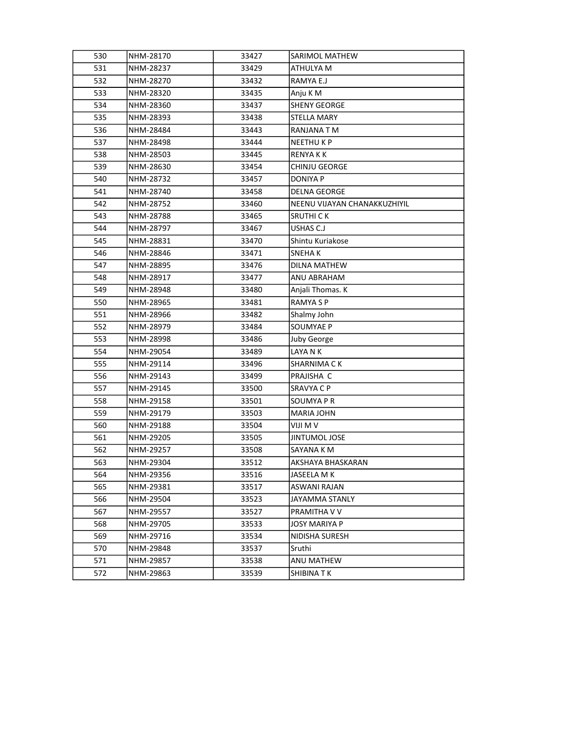| | | | |
|---|---|---|---|
| 530 | NHM-28170 | 33427 | SARIMOL MATHEW |
| 531 | NHM-28237 | 33429 | ATHULYA M |
| 532 | NHM-28270 | 33432 | RAMYA E.J |
| 533 | NHM-28320 | 33435 | Anju K M |
| 534 | NHM-28360 | 33437 | SHENY GEORGE |
| 535 | NHM-28393 | 33438 | STELLA MARY |
| 536 | NHM-28484 | 33443 | RANJANA T M |
| 537 | NHM-28498 | 33444 | NEETHU K P |
| 538 | NHM-28503 | 33445 | RENYA K K |
| 539 | NHM-28630 | 33454 | CHINJU GEORGE |
| 540 | NHM-28732 | 33457 | DONIYA P |
| 541 | NHM-28740 | 33458 | DELNA GEORGE |
| 542 | NHM-28752 | 33460 | NEENU VIJAYAN CHANAKKUZHIYIL |
| 543 | NHM-28788 | 33465 | SRUTHI C K |
| 544 | NHM-28797 | 33467 | USHAS C.J |
| 545 | NHM-28831 | 33470 | Shintu Kuriakose |
| 546 | NHM-28846 | 33471 | SNEHA K |
| 547 | NHM-28895 | 33476 | DILNA MATHEW |
| 548 | NHM-28917 | 33477 | ANU ABRAHAM |
| 549 | NHM-28948 | 33480 | Anjali Thomas. K |
| 550 | NHM-28965 | 33481 | RAMYA S P |
| 551 | NHM-28966 | 33482 | Shalmy John |
| 552 | NHM-28979 | 33484 | SOUMYAE P |
| 553 | NHM-28998 | 33486 | Juby George |
| 554 | NHM-29054 | 33489 | LAYA N K |
| 555 | NHM-29114 | 33496 | SHARNIMA C K |
| 556 | NHM-29143 | 33499 | PRAJISHA C |
| 557 | NHM-29145 | 33500 | SRAVYA C P |
| 558 | NHM-29158 | 33501 | SOUMYA P R |
| 559 | NHM-29179 | 33503 | MARIA JOHN |
| 560 | NHM-29188 | 33504 | VIJI M V |
| 561 | NHM-29205 | 33505 | JINTUMOL JOSE |
| 562 | NHM-29257 | 33508 | SAYANA K M |
| 563 | NHM-29304 | 33512 | AKSHAYA BHASKARAN |
| 564 | NHM-29356 | 33516 | JASEELA M K |
| 565 | NHM-29381 | 33517 | ASWANI RAJAN |
| 566 | NHM-29504 | 33523 | JAYAMMA STANLY |
| 567 | NHM-29557 | 33527 | PRAMITHA V V |
| 568 | NHM-29705 | 33533 | JOSY MARIYA P |
| 569 | NHM-29716 | 33534 | NIDISHA SURESH |
| 570 | NHM-29848 | 33537 | Sruthi |
| 571 | NHM-29857 | 33538 | ANU MATHEW |
| 572 | NHM-29863 | 33539 | SHIBINA T K |